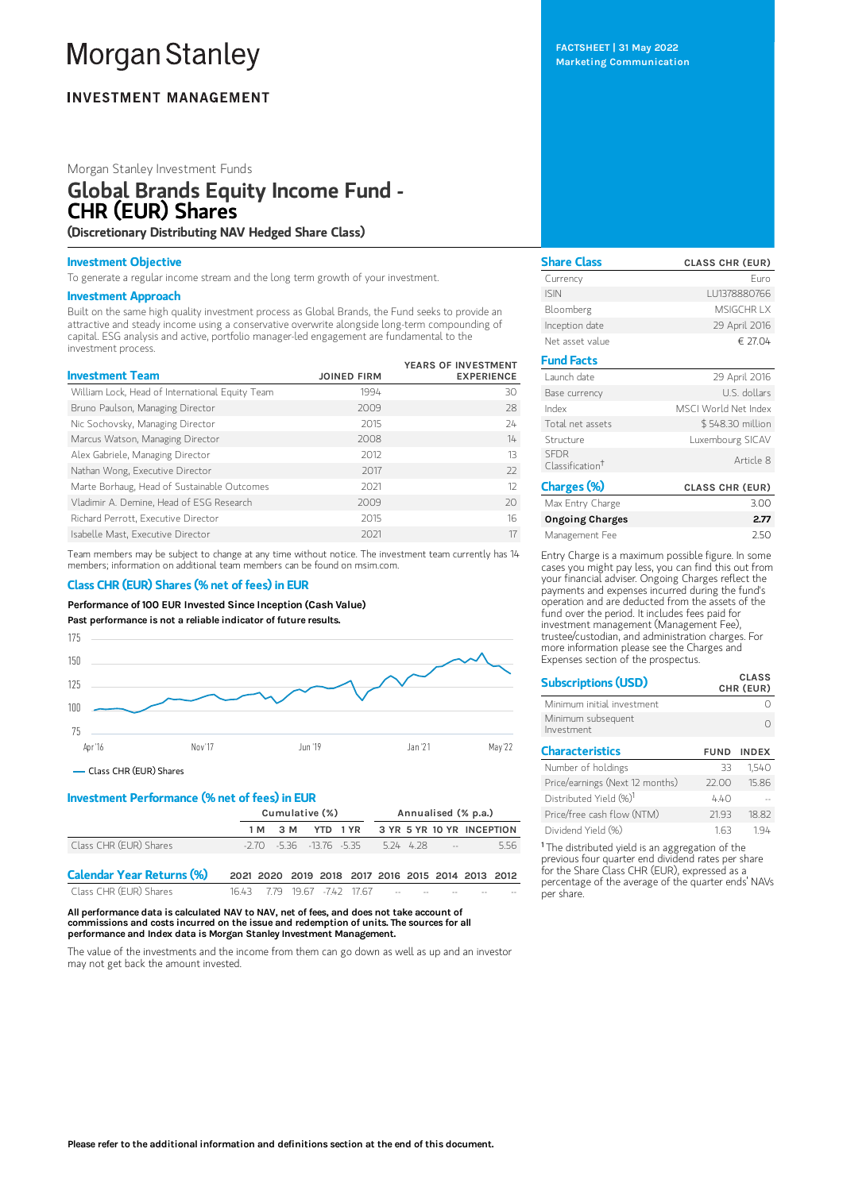# Morgan Stanley

**INVESTMENT MANAGEMENT**

**FACTSHEET | 31 May 2022**
**Marketing Communication**

Morgan Stanley Investment Funds

# Global Brands Equity Income Fund - CHR (EUR) Shares

**(Discretionary Distributing NAV Hedged Share Class)**

## Investment Objective

To generate a regular income stream and the long term growth of your investment.

## Investment Approach

Built on the same high quality investment process as Global Brands, the Fund seeks to provide an attractive and steady income using a conservative overwrite alongside long-term compounding of capital. ESG analysis and active, portfolio manager-led engagement are fundamental to the investment process.

| Investment Team | JOINED FIRM | YEARS OF INVESTMENT EXPERIENCE |
|---|---|---|
| William Lock, Head of International Equity Team | 1994 | 30 |
| Bruno Paulson, Managing Director | 2009 | 28 |
| Nic Sochovsky, Managing Director | 2015 | 24 |
| Marcus Watson, Managing Director | 2008 | 14 |
| Alex Gabriele, Managing Director | 2012 | 13 |
| Nathan Wong, Executive Director | 2017 | 22 |
| Marte Borhaug, Head of Sustainable Outcomes | 2021 | 12 |
| Vladimir A. Demine, Head of ESG Research | 2009 | 20 |
| Richard Perrott, Executive Director | 2015 | 16 |
| Isabelle Mast, Executive Director | 2021 | 17 |

Team members may be subject to change at any time without notice. The investment team currently has 14 members; information on additional team members can be found on msim.com.

## Class CHR (EUR) Shares (% net of fees) in EUR

**Performance of 100 EUR Invested Since Inception (Cash Value)**

**Past performance is not a reliable indicator of future results.**

— Class CHR (EUR) Shares

## Investment Performance (% net of fees) in EUR

| | Cumulative (%) | | | | Annualised (% p.a.) | | | |
|---|---|---|---|---|---|---|---|---|
| | 1 M | 3 M | YTD | 1 YR | 3 YR | 5 YR | 10 YR | INCEPTION |
| Class CHR (EUR) Shares | -2.70 | -5.36 | -13.76 | -5.35 | 5.24 | 4.28 | -- | 5.56 |

| Calendar Year Returns (%) | 2021 | 2020 | 2019 | 2018 | 2017 | 2016 | 2015 | 2014 | 2013 | 2012 |
|---|---|---|---|---|---|---|---|---|---|---|
| Class CHR (EUR) Shares | 16.43 | 7.79 | 19.67 | -7.42 | 17.67 | -- | -- | -- | -- | -- |

**All performance data is calculated NAV to NAV, net of fees, and does not take account of commissions and costs incurred on the issue and redemption of units. The sources for all performance and Index data is Morgan Stanley Investment Management.**

The value of the investments and the income from them can go down as well as up and an investor may not get back the amount invested.

| Share Class | CLASS CHR (EUR) |
|---|---|
| Currency | Euro |
| ISIN | LU1378880766 |
| Bloomberg | MSIGCHR LX |
| Inception date | 29 April 2016 |
| Net asset value | € 27.04 |

| Fund Facts | |
|---|---|
| Launch date | 29 April 2016 |
| Base currency | U.S. dollars |
| Index | MSCI World Net Index |
| Total net assets | $ 548.30 million |
| Structure | Luxembourg SICAV |
| SFDR Classification† | Article 8 |

| Charges (%) | CLASS CHR (EUR) |
|---|---|
| Max Entry Charge | 3.00 |
| **Ongoing Charges** | **2.77** |
| Management Fee | 2.50 |

Entry Charge is a maximum possible figure. In some cases you might pay less, you can find this out from your financial adviser. Ongoing Charges reflect the payments and expenses incurred during the fund's operation and are deducted from the assets of the fund over the period. It includes fees paid for investment management (Management Fee), trustee/custodian, and administration charges. For more information please see the Charges and Expenses section of the prospectus.

| Subscriptions (USD) | CLASS CHR (EUR) |
|---|---|
| Minimum initial investment | 0 |
| Minimum subsequent Investment | 0 |

| Characteristics | FUND | INDEX |
|---|---|---|
| Number of holdings | 33 | 1,540 |
| Price/earnings (Next 12 months) | 22.00 | 15.86 |
| Distributed Yield (%)[1] | 4.40 | -- |
| Price/free cash flow (NTM) | 21.93 | 18.82 |
| Dividend Yield (%) | 1.63 | 1.94 |

[1] The distributed yield is an aggregation of the previous four quarter end dividend rates per share for the Share Class CHR (EUR), expressed as a percentage of the average of the quarter ends' NAVs per share.

**Please refer to the additional information and definitions section at the end of this document.**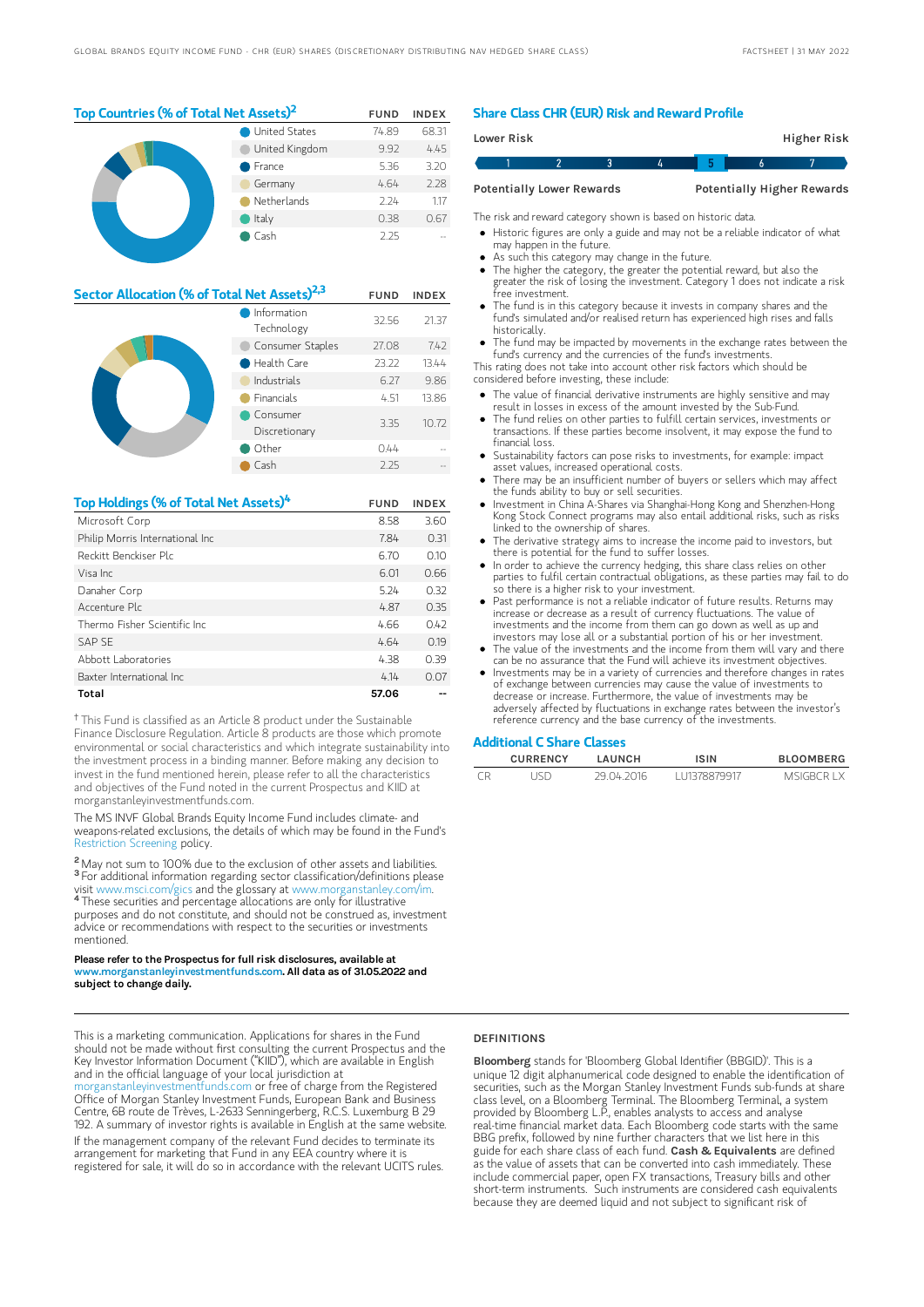## Top Countries (% of Total Net Assets)[2]

| | FUND | INDEX |
|---|---|---|
| United States | 74.89 | 68.31 |
| United Kingdom | 9.92 | 4.45 |
| France | 5.36 | 3.20 |
| Germany | 4.64 | 2.28 |
| Netherlands | 2.24 | 1.17 |
| Italy | 0.38 | 0.67 |
| Cash | 2.25 | -- |

## Sector Allocation (% of Total Net Assets)[2,3]

| | FUND | INDEX |
|---|---|---|
| Information Technology | 32.56 | 21.37 |
| Consumer Staples | 27.08 | 7.42 |
| Health Care | 23.22 | 13.44 |
| Industrials | 6.27 | 9.86 |
| Financials | 4.51 | 13.86 |
| Consumer Discretionary | 3.35 | 10.72 |
| Other | 0.44 | -- |
| Cash | 2.25 | -- |

## Top Holdings (% of Total Net Assets)[4]

| | FUND | INDEX |
|---|---|---|
| Microsoft Corp | 8.58 | 3.60 |
| Philip Morris International Inc | 7.84 | 0.31 |
| Reckitt Benckiser Plc | 6.70 | 0.10 |
| Visa Inc | 6.01 | 0.66 |
| Danaher Corp | 5.24 | 0.32 |
| Accenture Plc | 4.87 | 0.35 |
| Thermo Fisher Scientific Inc | 4.66 | 0.42 |
| SAP SE | 4.64 | 0.19 |
| Abbott Laboratories | 4.38 | 0.39 |
| Baxter International Inc | 4.14 | 0.07 |
| **Total** | **57.06** | **--** |

† This Fund is classified as an Article 8 product under the Sustainable Finance Disclosure Regulation. Article 8 products are those which promote environmental or social characteristics and which integrate sustainability into the investment process in a binding manner. Before making any decision to invest in the fund mentioned herein, please refer to all the characteristics and objectives of the Fund noted in the current Prospectus and KIID at morganstanleyinvestmentfunds.com.

The MS INVF Global Brands Equity Income Fund includes climate- and weapons-related exclusions, the details of which may be found in the Fund's Restriction Screening policy.

[2] May not sum to 100% due to the exclusion of other assets and liabilities.
[3] For additional information regarding sector classification/definitions please visit www.msci.com/gics and the glossary at www.morganstanley.com/im.
[4] These securities and percentage allocations are only for illustrative purposes and do not constitute, and should not be construed as, investment advice or recommendations with respect to the securities or investments mentioned.

**Please refer to the Prospectus for full risk disclosures, available at www.morganstanleyinvestmentfunds.com. All data as of 31.05.2022 and subject to change daily.**

## Share Class CHR (EUR) Risk and Reward Profile

| Lower Risk | | | | | | Higher Risk |
|---|---|---|---|---|---|---|
| 1 | 2 | 3 | 4 | **5** | 6 | 7 |
| Potentially Lower Rewards | | | | | | Potentially Higher Rewards |

The risk and reward category shown is based on historic data.

- Historic figures are only a guide and may not be a reliable indicator of what may happen in the future.
- As such this category may change in the future.
- The higher the category, the greater the potential reward, but also the greater the risk of losing the investment. Category 1 does not indicate a risk free investment.
- The fund is in this category because it invests in company shares and the fund's simulated and/or realised return has experienced high rises and falls historically.
- The fund may be impacted by movements in the exchange rates between the fund's currency and the currencies of the fund's investments.

This rating does not take into account other risk factors which should be considered before investing, these include:

- The value of financial derivative instruments are highly sensitive and may result in losses in excess of the amount invested by the Sub-Fund.
- The fund relies on other parties to fulfill certain services, investments or transactions. If these parties become insolvent, it may expose the fund to financial loss.
- Sustainability factors can pose risks to investments, for example: impact asset values, increased operational costs.
- There may be an insufficient number of buyers or sellers which may affect the funds ability to buy or sell securities.
- Investment in China A-Shares via Shanghai-Hong Kong and Shenzhen-Hong Kong Stock Connect programs may also entail additional risks, such as risks linked to the ownership of shares.
- The derivative strategy aims to increase the income paid to investors, but there is potential for the fund to suffer losses.
- In order to achieve the currency hedging, this share class relies on other parties to fulfil certain contractual obligations, as these parties may fail to do so there is a higher risk to your investment.
- Past performance is not a reliable indicator of future results. Returns may increase or decrease as a result of currency fluctuations. The value of investments and the income from them can go down as well as up and investors may lose all or a substantial portion of his or her investment.
- The value of the investments and the income from them will vary and there can be no assurance that the Fund will achieve its investment objectives.
- Investments may be in a variety of currencies and therefore changes in rates of exchange between currencies may cause the value of investments to decrease or increase. Furthermore, the value of investments may be adversely affected by fluctuations in exchange rates between the investor's reference currency and the base currency of the investments.

## Additional C Share Classes

| | CURRENCY | LAUNCH | ISIN | BLOOMBERG |
|---|---|---|---|---|
| CR | USD | 29.04.2016 | LU1378879917 | MSIGBCR LX |

This is a marketing communication. Applications for shares in the Fund should not be made without first consulting the current Prospectus and the Key Investor Information Document ("KIID"), which are available in English and in the official language of your local jurisdiction at morganstanleyinvestmentfunds.com or free of charge from the Registered Office of Morgan Stanley Investment Funds, European Bank and Business Centre, 6B route de Trèves, L-2633 Senningerberg, R.C.S. Luxemburg B 29 192. A summary of investor rights is available in English at the same website.

If the management company of the relevant Fund decides to terminate its arrangement for marketing that Fund in any EEA country where it is registered for sale, it will do so in accordance with the relevant UCITS rules.

### DEFINITIONS

**Bloomberg** stands for 'Bloomberg Global Identifier (BBGID)'. This is a unique 12 digit alphanumerical code designed to enable the identification of securities, such as the Morgan Stanley Investment Funds sub-funds at share class level, on a Bloomberg Terminal. The Bloomberg Terminal, a system provided by Bloomberg L.P., enables analysts to access and analyse real-time financial market data. Each Bloomberg code starts with the same BBG prefix, followed by nine further characters that we list here in this guide for each share class of each fund. **Cash & Equivalents** are defined as the value of assets that can be converted into cash immediately. These include commercial paper, open FX transactions, Treasury bills and other short-term instruments. Such instruments are considered cash equivalents because they are deemed liquid and not subject to significant risk of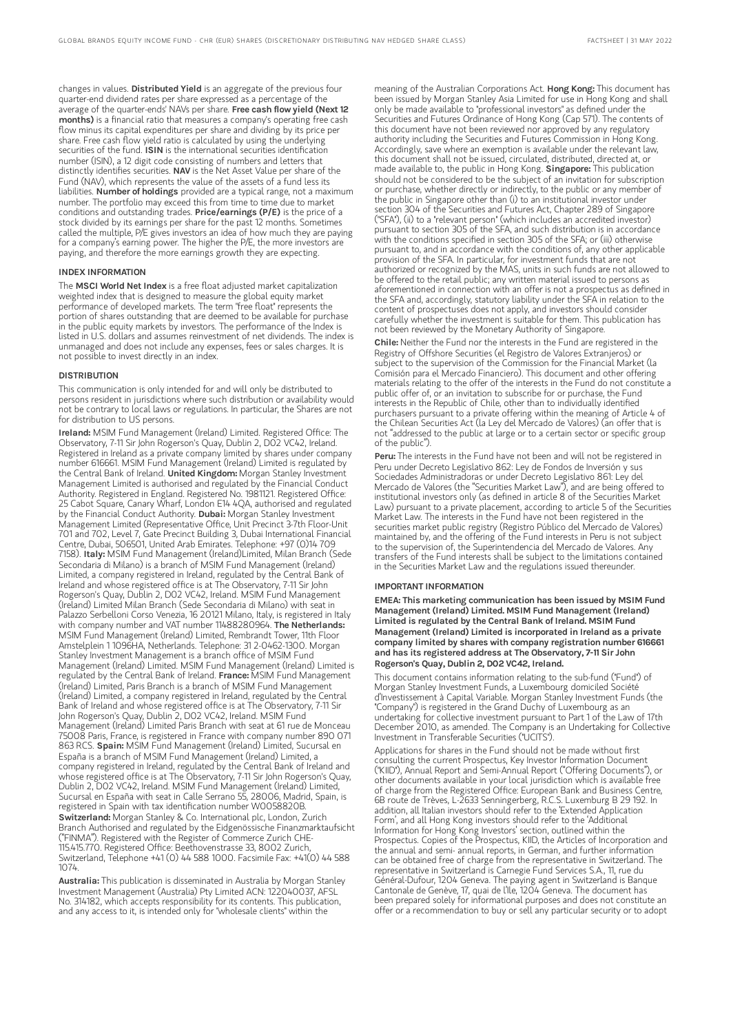changes in values. **Distributed Yield** is an aggregate of the previous four quarter-end dividend rates per share expressed as a percentage of the average of the quarter-ends' NAVs per share. **Free cash flow yield (Next 12 months)** is a financial ratio that measures a company's operating free cash flow minus its capital expenditures per share and dividing by its price per share. Free cash flow yield ratio is calculated by using the underlying securities of the fund. **ISIN** is the international securities identification number (ISIN), a 12 digit code consisting of numbers and letters that distinctly identifies securities. **NAV** is the Net Asset Value per share of the Fund (NAV), which represents the value of the assets of a fund less its liabilities. **Number of holdings** provided are a typical range, not a maximum number. The portfolio may exceed this from time to time due to market conditions and outstanding trades. **Price/earnings (P/E)** is the price of a stock divided by its earnings per share for the past 12 months. Sometimes called the multiple, P/E gives investors an idea of how much they are paying for a company's earning power. The higher the P/E, the more investors are paying, and therefore the more earnings growth they are expecting.

### INDEX INFORMATION

The **MSCI World Net Index** is a free float adjusted market capitalization weighted index that is designed to measure the global equity market performance of developed markets. The term "free float" represents the portion of shares outstanding that are deemed to be available for purchase in the public equity markets by investors. The performance of the Index is listed in U.S. dollars and assumes reinvestment of net dividends. The index is unmanaged and does not include any expenses, fees or sales charges. It is not possible to invest directly in an index.

### DISTRIBUTION

This communication is only intended for and will only be distributed to persons resident in jurisdictions where such distribution or availability would not be contrary to local laws or regulations. In particular, the Shares are not for distribution to US persons.

**Ireland:** MSIM Fund Management (Ireland) Limited. Registered Office: The Observatory, 7-11 Sir John Rogerson's Quay, Dublin 2, D02 VC42, Ireland. Registered in Ireland as a private company limited by shares under company number 616661. MSIM Fund Management (Ireland) Limited is regulated by the Central Bank of Ireland. **United Kingdom:** Morgan Stanley Investment Management Limited is authorised and regulated by the Financial Conduct Authority. Registered in England. Registered No. 1981121. Registered Office: 25 Cabot Square, Canary Wharf, London E14 4QA, authorised and regulated by the Financial Conduct Authority. **Dubai:** Morgan Stanley Investment Management Limited (Representative Office, Unit Precinct 3-7th Floor-Unit 701 and 702, Level 7, Gate Precinct Building 3, Dubai International Financial Centre, Dubai, 506501, United Arab Emirates. Telephone: +97 (0)14 709 7158). **Italy:** MSIM Fund Management (Ireland)Limited, Milan Branch (Sede Secondaria di Milano) is a branch of MSIM Fund Management (Ireland) Limited, a company registered in Ireland, regulated by the Central Bank of Ireland and whose registered office is at The Observatory, 7-11 Sir John Rogerson's Quay, Dublin 2, D02 VC42, Ireland. MSIM Fund Management (Ireland) Limited Milan Branch (Sede Secondaria di Milano) with seat in Palazzo Serbelloni Corso Venezia, 16 20121 Milano, Italy, is registered in Italy with company number and VAT number 11488280964. **The Netherlands:** MSIM Fund Management (Ireland) Limited, Rembrandt Tower, 11th Floor Amstelplein 1 1096HA, Netherlands. Telephone: 31 2-0462-1300. Morgan Stanley Investment Management is a branch office of MSIM Fund Management (Ireland) Limited. MSIM Fund Management (Ireland) Limited is regulated by the Central Bank of Ireland. **France:** MSIM Fund Management (Ireland) Limited, Paris Branch is a branch of MSIM Fund Management (Ireland) Limited, a company registered in Ireland, regulated by the Central Bank of Ireland and whose registered office is at The Observatory, 7-11 Sir John Rogerson's Quay, Dublin 2, D02 VC42, Ireland. MSIM Fund Management (Ireland) Limited Paris Branch with seat at 61 rue de Monceau 75008 Paris, France, is registered in France with company number 890 071 863 RCS. **Spain:** MSIM Fund Management (Ireland) Limited, Sucursal en España is a branch of MSIM Fund Management (Ireland) Limited, a company registered in Ireland, regulated by the Central Bank of Ireland and whose registered office is at The Observatory, 7-11 Sir John Rogerson's Quay, Dublin 2, D02 VC42, Ireland. MSIM Fund Management (Ireland) Limited, Sucursal en España with seat in Calle Serrano 55, 28006, Madrid, Spain, is registered in Spain with tax identification number W0058820B. **Switzerland:** Morgan Stanley & Co. International plc, London, Zurich Branch Authorised and regulated by the Eidgenössische Finanzmarktaufsicht ("FINMA"). Registered with the Register of Commerce Zurich CHE-115.415.770. Registered Office: Beethovenstrasse 33, 8002 Zurich, Switzerland, Telephone +41 (0) 44 588 1000. Facsimile Fax: +41(0) 44 588 1074.

**Australia:** This publication is disseminated in Australia by Morgan Stanley Investment Management (Australia) Pty Limited ACN: 122040037, AFSL No. 314182, which accepts responsibility for its contents. This publication, and any access to it, is intended only for "wholesale clients" within the meaning of the Australian Corporations Act. **Hong Kong:** This document has been issued by Morgan Stanley Asia Limited for use in Hong Kong and shall only be made available to "professional investors" as defined under the Securities and Futures Ordinance of Hong Kong (Cap 571). The contents of this document have not been reviewed nor approved by any regulatory authority including the Securities and Futures Commission in Hong Kong. Accordingly, save where an exemption is available under the relevant law, this document shall not be issued, circulated, distributed, directed at, or made available to, the public in Hong Kong. **Singapore:** This publication should not be considered to be the subject of an invitation for subscription or purchase, whether directly or indirectly, to the public or any member of the public in Singapore other than (i) to an institutional investor under section 304 of the Securities and Futures Act, Chapter 289 of Singapore ("SFA"), (ii) to a "relevant person" (which includes an accredited investor) pursuant to section 305 of the SFA, and such distribution is in accordance with the conditions specified in section 305 of the SFA; or (iii) otherwise pursuant to, and in accordance with the conditions of, any other applicable provision of the SFA. In particular, for investment funds that are not authorized or recognized by the MAS, units in such funds are not allowed to be offered to the retail public; any written material issued to persons as aforementioned in connection with an offer is not a prospectus as defined in the SFA and, accordingly, statutory liability under the SFA in relation to the content of prospectuses does not apply, and investors should consider carefully whether the investment is suitable for them. This publication has not been reviewed by the Monetary Authority of Singapore.

**Chile:** Neither the Fund nor the interests in the Fund are registered in the Registry of Offshore Securities (el Registro de Valores Extranjeros) or subject to the supervision of the Commission for the Financial Market (la Comisión para el Mercado Financiero). This document and other offering materials relating to the offer of the interests in the Fund do not constitute a public offer of, or an invitation to subscribe for or purchase, the Fund interests in the Republic of Chile, other than to individually identified purchasers pursuant to a private offering within the meaning of Article 4 of the Chilean Securities Act (la Ley del Mercado de Valores) (an offer that is not "addressed to the public at large or to a certain sector or specific group of the public").

**Peru:** The interests in the Fund have not been and will not be registered in Peru under Decreto Legislativo 862: Ley de Fondos de Inversión y sus Sociedades Administradoras or under Decreto Legislativo 861: Ley del Mercado de Valores (the "Securities Market Law"), and are being offered to institutional investors only (as defined in article 8 of the Securities Market Law) pursuant to a private placement, according to article 5 of the Securities Market Law. The interests in the Fund have not been registered in the securities market public registry (Registro Público del Mercado de Valores) maintained by, and the offering of the Fund interests in Peru is not subject to the supervision of, the Superintendencia del Mercado de Valores. Any transfers of the Fund interests shall be subject to the limitations contained in the Securities Market Law and the regulations issued thereunder.

### IMPORTANT INFORMATION

**EMEA: This marketing communication has been issued by MSIM Fund Management (Ireland) Limited. MSIM Fund Management (Ireland) Limited is regulated by the Central Bank of Ireland. MSIM Fund Management (Ireland) Limited is incorporated in Ireland as a private company limited by shares with company registration number 616661 and has its registered address at The Observatory, 7-11 Sir John Rogerson's Quay, Dublin 2, D02 VC42, Ireland.**

This document contains information relating to the sub-fund ("Fund") of Morgan Stanley Investment Funds, a Luxembourg domiciled Société d'Investissement à Capital Variable. Morgan Stanley Investment Funds (the "Company") is registered in the Grand Duchy of Luxembourg as an undertaking for collective investment pursuant to Part 1 of the Law of 17th December 2010, as amended. The Company is an Undertaking for Collective Investment in Transferable Securities ("UCITS").

Applications for shares in the Fund should not be made without first consulting the current Prospectus, Key Investor Information Document ("KIID"), Annual Report and Semi-Annual Report ("Offering Documents"), or other documents available in your local jurisdiction which is available free of charge from the Registered Office: European Bank and Business Centre, 6B route de Trèves, L-2633 Senningerberg, R.C.S. Luxemburg B 29 192. In addition, all Italian investors should refer to the 'Extended Application Form', and all Hong Kong investors should refer to the 'Additional Information for Hong Kong Investors' section, outlined within the Prospectus. Copies of the Prospectus, KIID, the Articles of Incorporation and the annual and semi- annual reports, in German, and further information can be obtained free of charge from the representative in Switzerland. The representative in Switzerland is Carnegie Fund Services S.A., 11, rue du Général-Dufour, 1204 Geneva. The paying agent in Switzerland is Banque Cantonale de Genève, 17, quai de l'Ile, 1204 Geneva. The document has been prepared solely for informational purposes and does not constitute an offer or a recommendation to buy or sell any particular security or to adopt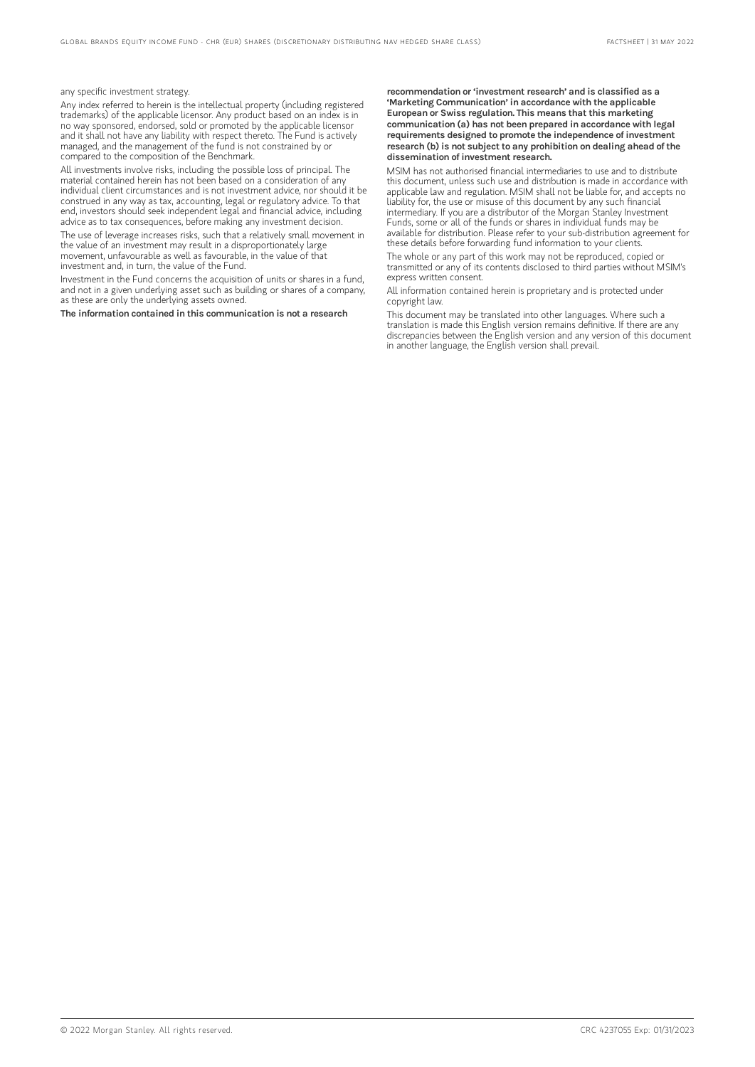any specific investment strategy.

Any index referred to herein is the intellectual property (including registered trademarks) of the applicable licensor. Any product based on an index is in no way sponsored, endorsed, sold or promoted by the applicable licensor and it shall not have any liability with respect thereto. The Fund is actively managed, and the management of the fund is not constrained by or compared to the composition of the Benchmark.

All investments involve risks, including the possible loss of principal. The material contained herein has not been based on a consideration of any individual client circumstances and is not investment advice, nor should it be construed in any way as tax, accounting, legal or regulatory advice. To that end, investors should seek independent legal and financial advice, including advice as to tax consequences, before making any investment decision.

The use of leverage increases risks, such that a relatively small movement in the value of an investment may result in a disproportionately large movement, unfavourable as well as favourable, in the value of that investment and, in turn, the value of the Fund.

Investment in the Fund concerns the acquisition of units or shares in a fund, and not in a given underlying asset such as building or shares of a company, as these are only the underlying assets owned.

**The information contained in this communication is not a research recommendation or 'investment research' and is classified as a 'Marketing Communication' in accordance with the applicable European or Swiss regulation. This means that this marketing communication (a) has not been prepared in accordance with legal requirements designed to promote the independence of investment research (b) is not subject to any prohibition on dealing ahead of the dissemination of investment research.**

MSIM has not authorised financial intermediaries to use and to distribute this document, unless such use and distribution is made in accordance with applicable law and regulation. MSIM shall not be liable for, and accepts no liability for, the use or misuse of this document by any such financial intermediary. If you are a distributor of the Morgan Stanley Investment Funds, some or all of the funds or shares in individual funds may be available for distribution. Please refer to your sub-distribution agreement for these details before forwarding fund information to your clients.

The whole or any part of this work may not be reproduced, copied or transmitted or any of its contents disclosed to third parties without MSIM's express written consent.

All information contained herein is proprietary and is protected under copyright law.

This document may be translated into other languages. Where such a translation is made this English version remains definitive. If there are any discrepancies between the English version and any version of this document in another language, the English version shall prevail.

© 2022 Morgan Stanley. All rights reserved.

CRC 4237055 Exp: 01/31/2023